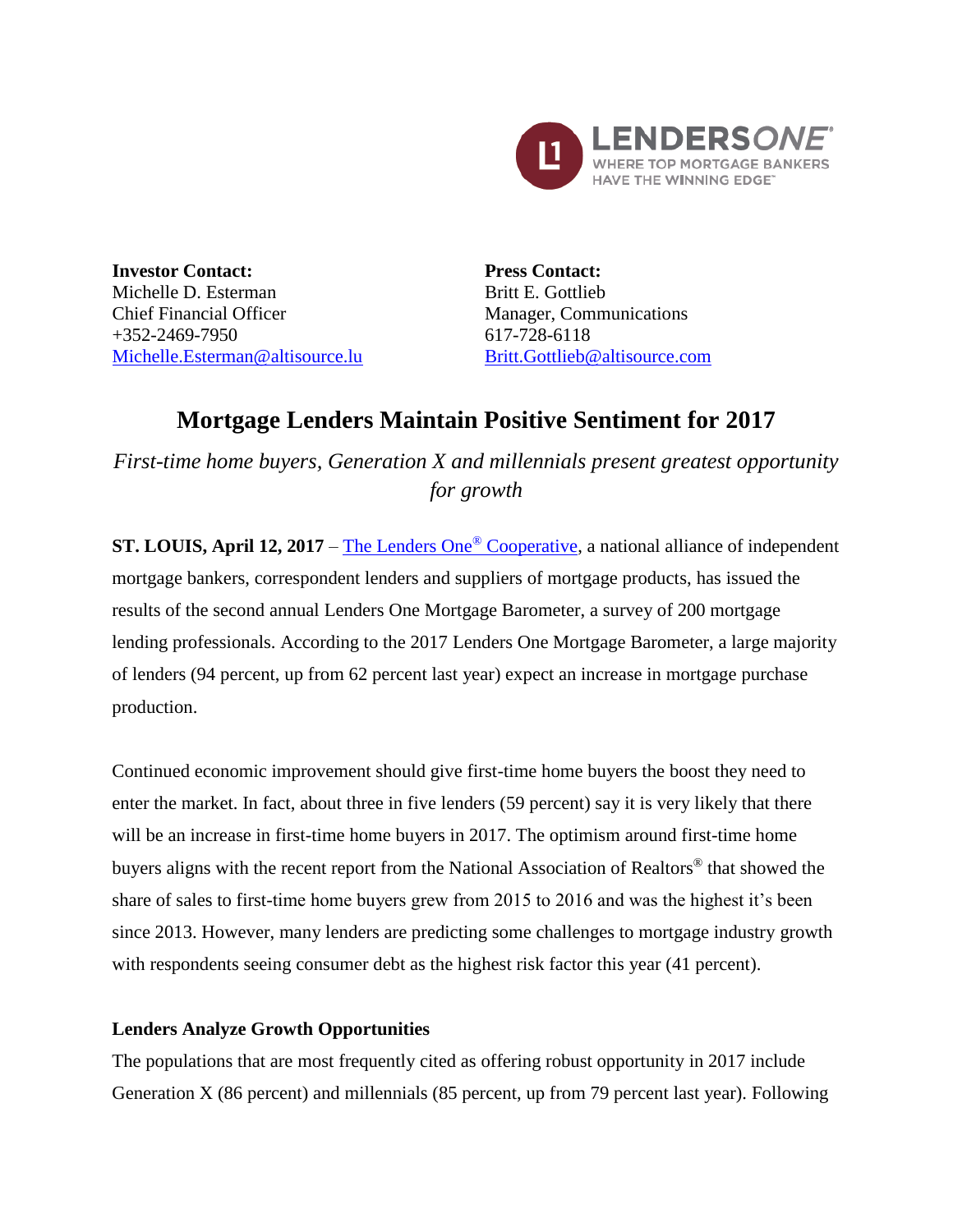**Investor Contact:**
Michelle D. Esterman
Chief Financial Officer
+352-2469-7950
Michelle.Esterman@altisource.lu

**Press Contact:**
Britt E. Gottlieb
Manager, Communications
617-728-6118
Britt.Gottlieb@altisource.com

# Mortgage Lenders Maintain Positive Sentiment for 2017

*First-time home buyers, Generation X and millennials present greatest opportunity for growth*

**ST. LOUIS, April 12, 2017** – The Lenders One® Cooperative, a national alliance of independent mortgage bankers, correspondent lenders and suppliers of mortgage products, has issued the results of the second annual Lenders One Mortgage Barometer, a survey of 200 mortgage lending professionals. According to the 2017 Lenders One Mortgage Barometer, a large majority of lenders (94 percent, up from 62 percent last year) expect an increase in mortgage purchase production.

Continued economic improvement should give first-time home buyers the boost they need to enter the market. In fact, about three in five lenders (59 percent) say it is very likely that there will be an increase in first-time home buyers in 2017. The optimism around first-time home buyers aligns with the recent report from the National Association of Realtors® that showed the share of sales to first-time home buyers grew from 2015 to 2016 and was the highest it's been since 2013. However, many lenders are predicting some challenges to mortgage industry growth with respondents seeing consumer debt as the highest risk factor this year (41 percent).

**Lenders Analyze Growth Opportunities**

The populations that are most frequently cited as offering robust opportunity in 2017 include Generation X (86 percent) and millennials (85 percent, up from 79 percent last year). Following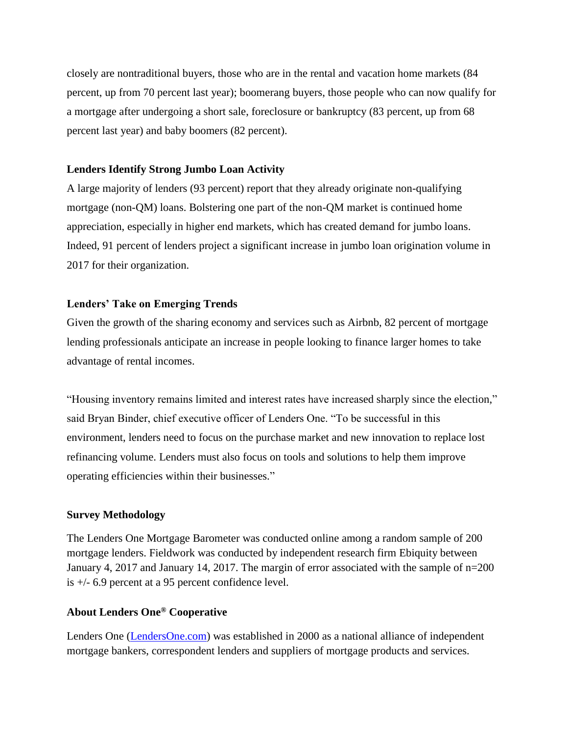closely are nontraditional buyers, those who are in the rental and vacation home markets (84 percent, up from 70 percent last year); boomerang buyers, those people who can now qualify for a mortgage after undergoing a short sale, foreclosure or bankruptcy (83 percent, up from 68 percent last year) and baby boomers (82 percent).

**Lenders Identify Strong Jumbo Loan Activity**

A large majority of lenders (93 percent) report that they already originate non-qualifying mortgage (non-QM) loans. Bolstering one part of the non-QM market is continued home appreciation, especially in higher end markets, which has created demand for jumbo loans. Indeed, 91 percent of lenders project a significant increase in jumbo loan origination volume in 2017 for their organization.

**Lenders' Take on Emerging Trends**

Given the growth of the sharing economy and services such as Airbnb, 82 percent of mortgage lending professionals anticipate an increase in people looking to finance larger homes to take advantage of rental incomes.

"Housing inventory remains limited and interest rates have increased sharply since the election," said Bryan Binder, chief executive officer of Lenders One. "To be successful in this environment, lenders need to focus on the purchase market and new innovation to replace lost refinancing volume. Lenders must also focus on tools and solutions to help them improve operating efficiencies within their businesses."

**Survey Methodology**

The Lenders One Mortgage Barometer was conducted online among a random sample of 200 mortgage lenders. Fieldwork was conducted by independent research firm Ebiquity between January 4, 2017 and January 14, 2017. The margin of error associated with the sample of n=200 is +/- 6.9 percent at a 95 percent confidence level.

**About Lenders One® Cooperative**

Lenders One ([LendersOne.com](http://LendersOne.com)) was established in 2000 as a national alliance of independent mortgage bankers, correspondent lenders and suppliers of mortgage products and services.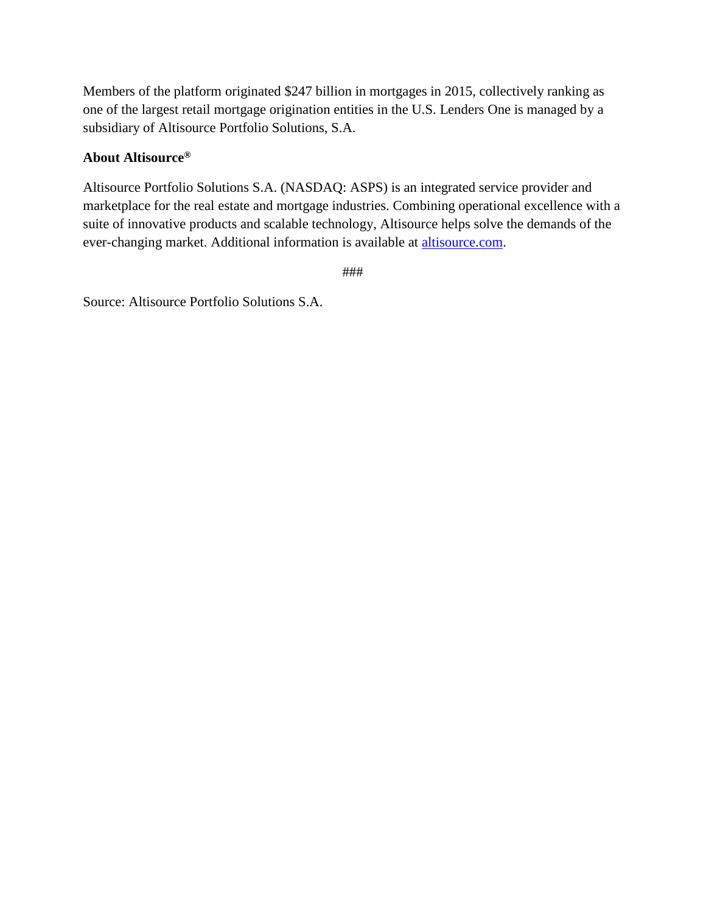Members of the platform originated $247 billion in mortgages in 2015, collectively ranking as one of the largest retail mortgage origination entities in the U.S. Lenders One is managed by a subsidiary of Altisource Portfolio Solutions, S.A.

**About Altisource®**

Altisource Portfolio Solutions S.A. (NASDAQ: ASPS) is an integrated service provider and marketplace for the real estate and mortgage industries. Combining operational excellence with a suite of innovative products and scalable technology, Altisource helps solve the demands of the ever-changing market. Additional information is available at altisource.com.

###

Source: Altisource Portfolio Solutions S.A.